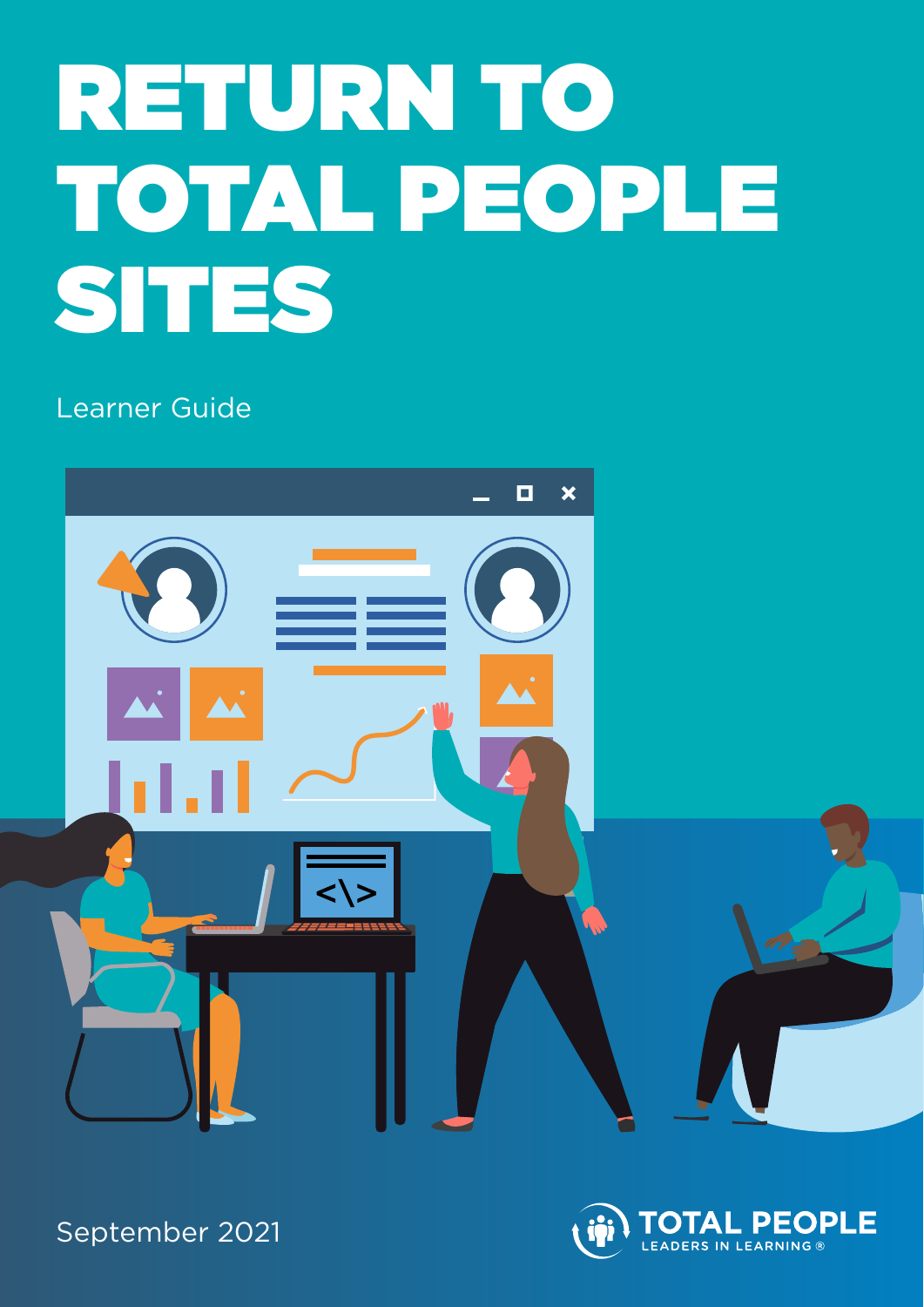# RETURN TO TOTAL PEOPLE SITES

Learner Guide

September 2021

TOTAL PEOPLE
LEADERS IN LEARNING ®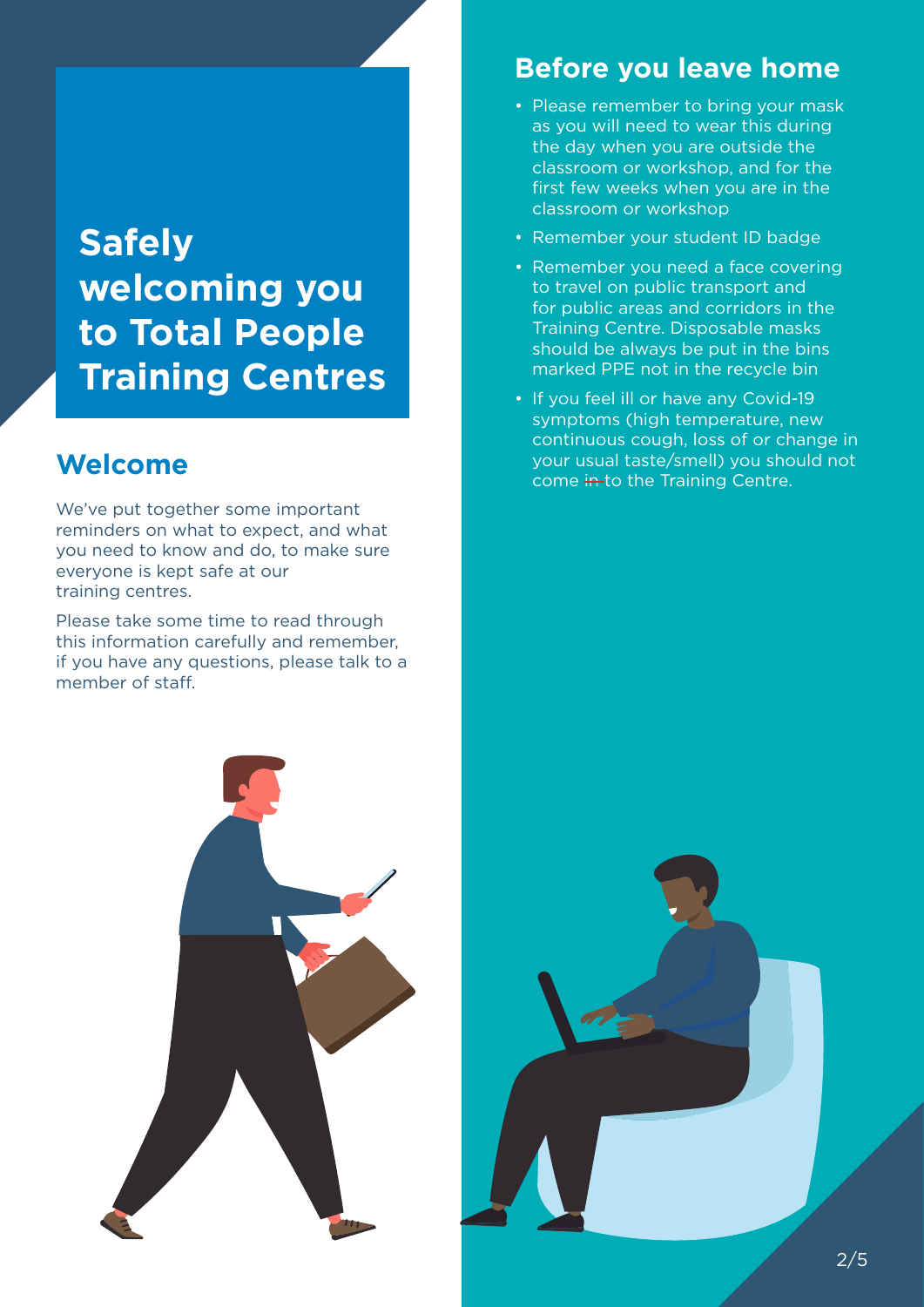# Safely welcoming you to Total People Training Centres

## Welcome

We've put together some important reminders on what to expect, and what you need to know and do, to make sure everyone is kept safe at our training centres.

Please take some time to read through this information carefully and remember, if you have any questions, please talk to a member of staff.

## Before you leave home

- Please remember to bring your mask as you will need to wear this during the day when you are outside the classroom or workshop, and for the first few weeks when you are in the classroom or workshop
- Remember your student ID badge
- Remember you need a face covering to travel on public transport and for public areas and corridors in the Training Centre. Disposable masks should be always be put in the bins marked PPE not in the recycle bin
- If you feel ill or have any Covid-19 symptoms (high temperature, new continuous cough, loss of or change in your usual taste/smell) you should not come ~~in~~ to the Training Centre.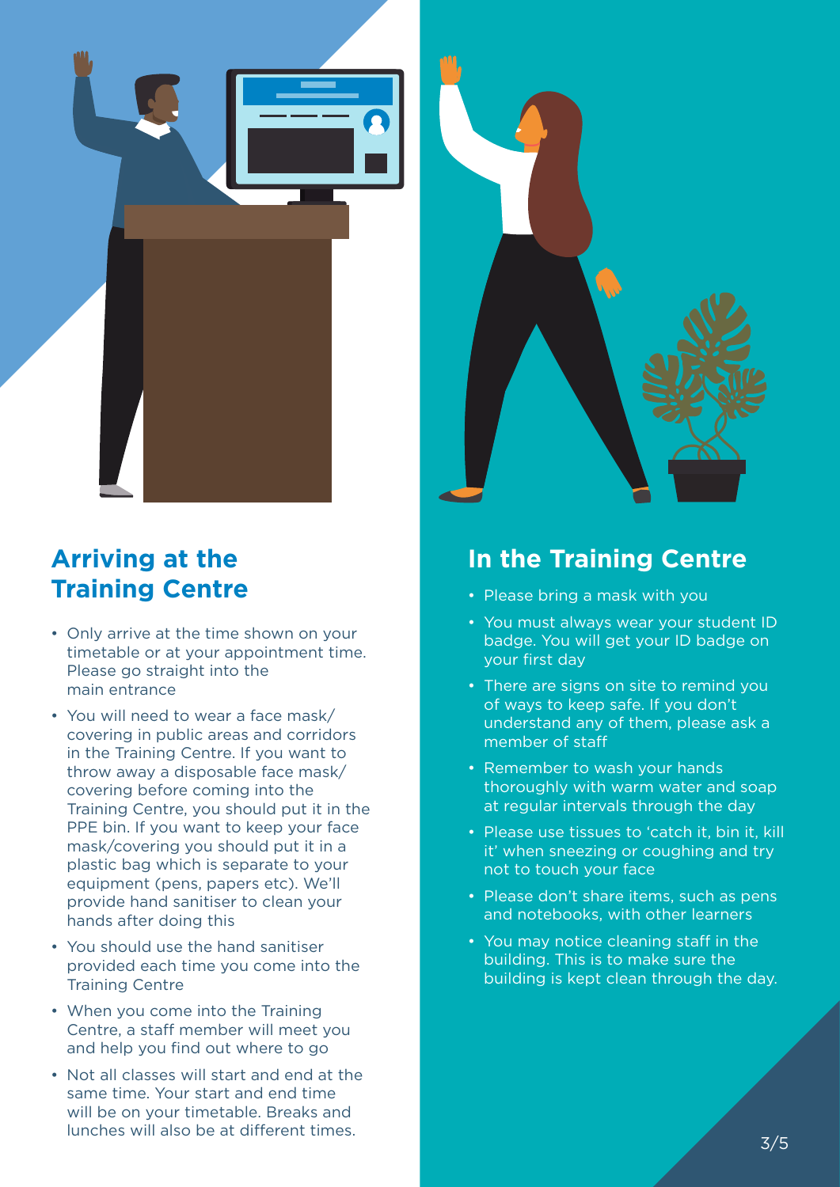## Arriving at the Training Centre

- Only arrive at the time shown on your timetable or at your appointment time. Please go straight into the main entrance
- You will need to wear a face mask/covering in public areas and corridors in the Training Centre. If you want to throw away a disposable face mask/covering before coming into the Training Centre, you should put it in the PPE bin. If you want to keep your face mask/covering you should put it in a plastic bag which is separate to your equipment (pens, papers etc). We'll provide hand sanitiser to clean your hands after doing this
- You should use the hand sanitiser provided each time you come into the Training Centre
- When you come into the Training Centre, a staff member will meet you and help you find out where to go
- Not all classes will start and end at the same time. Your start and end time will be on your timetable. Breaks and lunches will also be at different times.

## In the Training Centre

- Please bring a mask with you
- You must always wear your student ID badge. You will get your ID badge on your first day
- There are signs on site to remind you of ways to keep safe. If you don't understand any of them, please ask a member of staff
- Remember to wash your hands thoroughly with warm water and soap at regular intervals through the day
- Please use tissues to 'catch it, bin it, kill it' when sneezing or coughing and try not to touch your face
- Please don't share items, such as pens and notebooks, with other learners
- You may notice cleaning staff in the building. This is to make sure the building is kept clean through the day.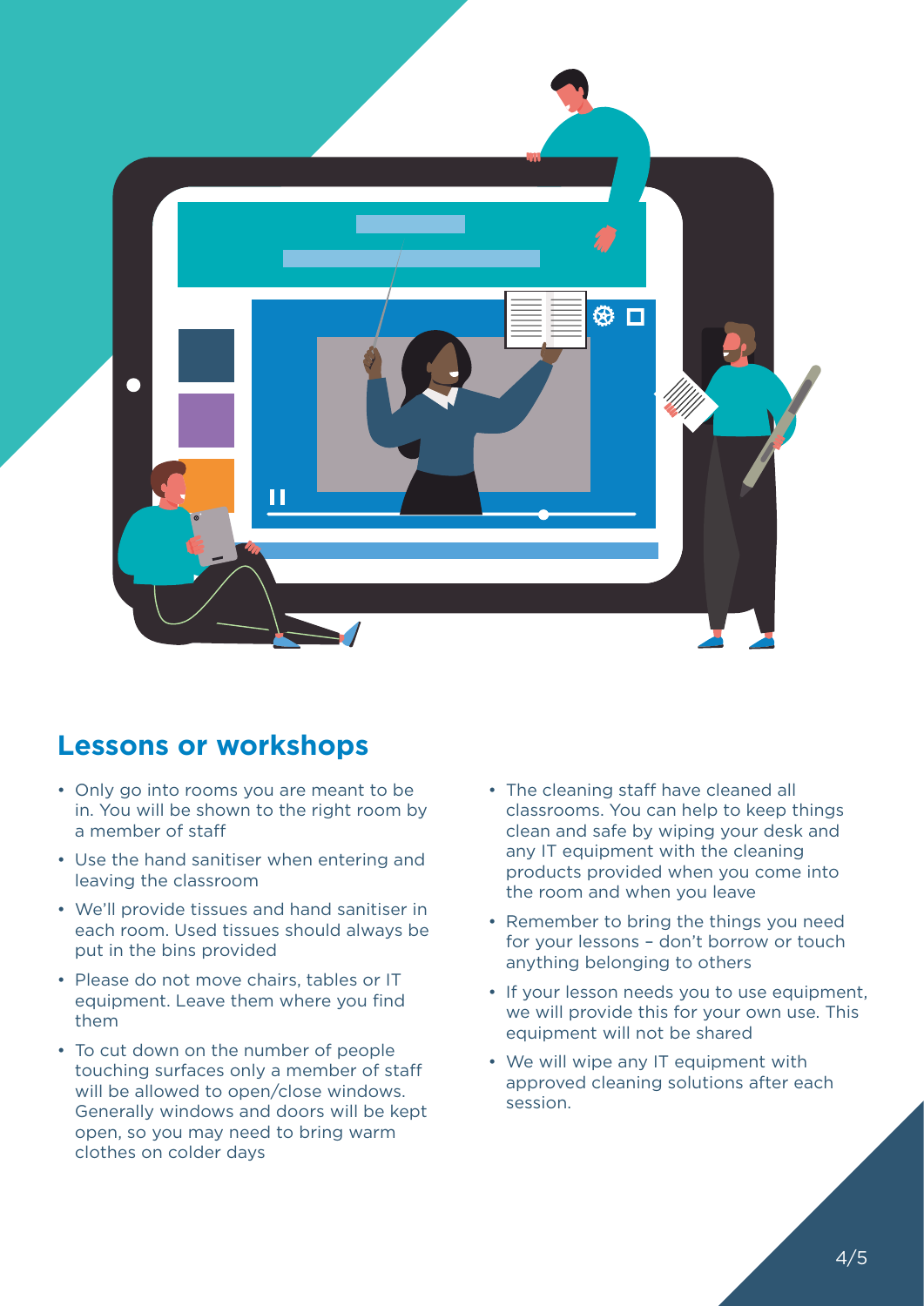## Lessons or workshops

- Only go into rooms you are meant to be in. You will be shown to the right room by a member of staff
- Use the hand sanitiser when entering and leaving the classroom
- We'll provide tissues and hand sanitiser in each room. Used tissues should always be put in the bins provided
- Please do not move chairs, tables or IT equipment. Leave them where you find them
- To cut down on the number of people touching surfaces only a member of staff will be allowed to open/close windows. Generally windows and doors will be kept open, so you may need to bring warm clothes on colder days
- The cleaning staff have cleaned all classrooms. You can help to keep things clean and safe by wiping your desk and any IT equipment with the cleaning products provided when you come into the room and when you leave
- Remember to bring the things you need for your lessons – don't borrow or touch anything belonging to others
- If your lesson needs you to use equipment, we will provide this for your own use. This equipment will not be shared
- We will wipe any IT equipment with approved cleaning solutions after each session.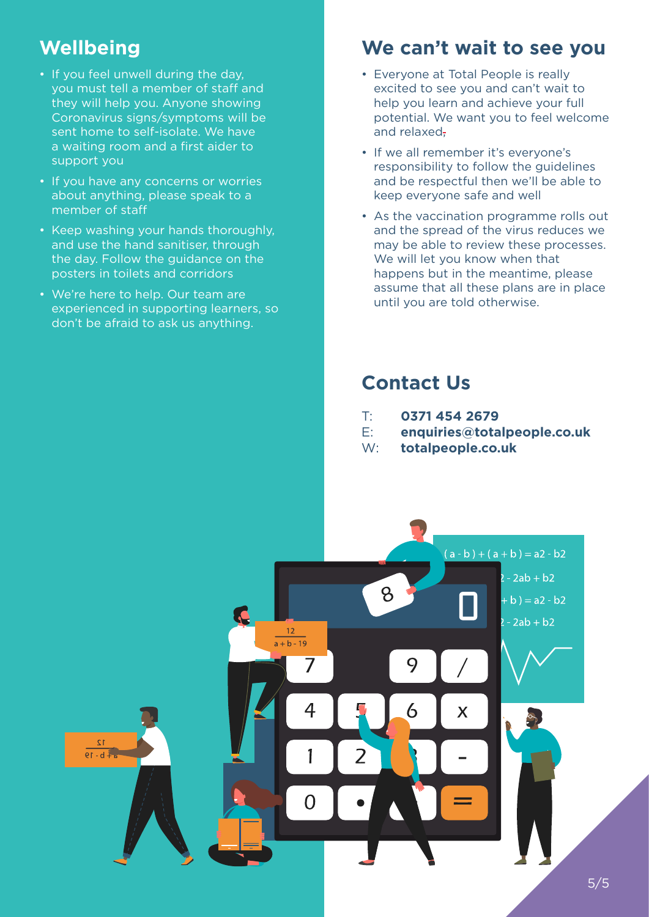## Wellbeing

- If you feel unwell during the day, you must tell a member of staff and they will help you. Anyone showing Coronavirus signs/symptoms will be sent home to self-isolate. We have a waiting room and a first aider to support you
- If you have any concerns or worries about anything, please speak to a member of staff
- Keep washing your hands thoroughly, and use the hand sanitiser, through the day. Follow the guidance on the posters in toilets and corridors
- We're here to help. Our team are experienced in supporting learners, so don't be afraid to ask us anything.

## We can't wait to see you

- Everyone at Total People is really excited to see you and can't wait to help you learn and achieve your full potential. We want you to feel welcome and relaxed
- If we all remember it's everyone's responsibility to follow the guidelines and be respectful then we'll be able to keep everyone safe and well
- As the vaccination programme rolls out and the spread of the virus reduces we may be able to review these processes. We will let you know when that happens but in the meantime, please assume that all these plans are in place until you are told otherwise.

## Contact Us

T: **0371 454 2679**
E: **enquiries@totalpeople.co.uk**
W: **totalpeople.co.uk**